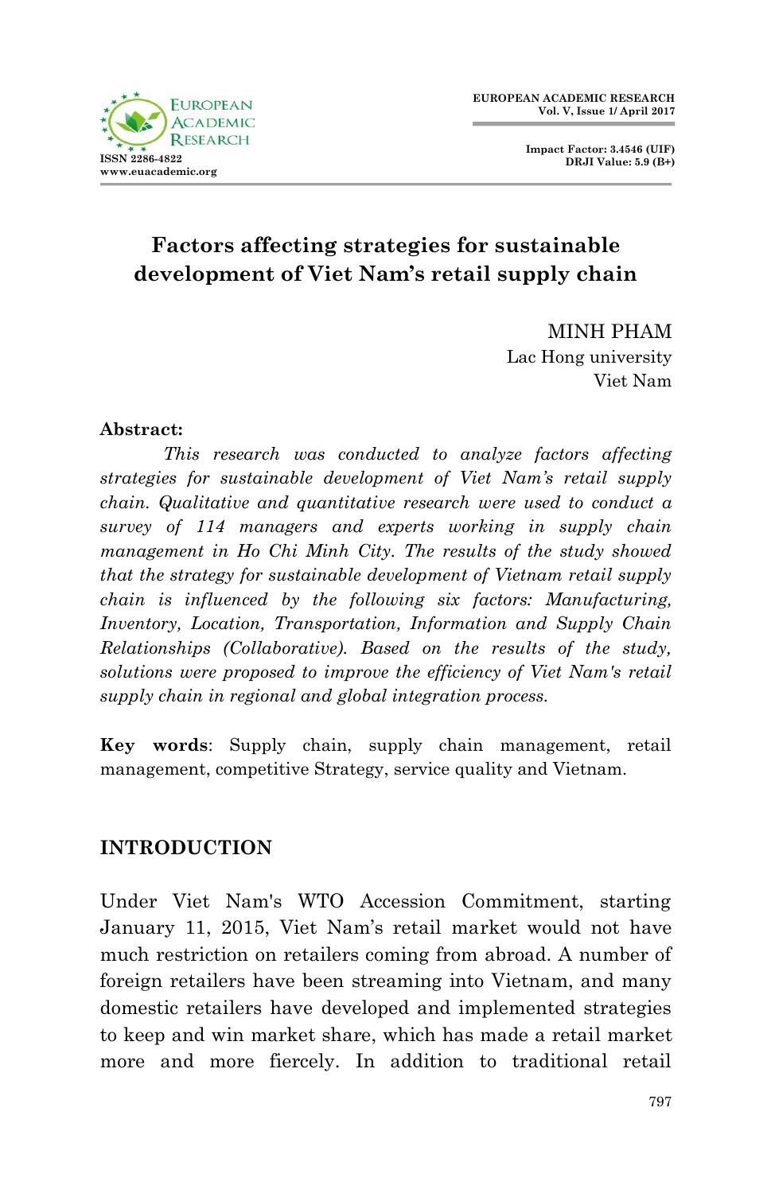# Factors affecting strategies for sustainable development of Viet Nam's retail supply chain

MINH PHAM
Lac Hong university
Viet Nam

**Abstract:**

*This research was conducted to analyze factors affecting strategies for sustainable development of Viet Nam's retail supply chain. Qualitative and quantitative research were used to conduct a survey of 114 managers and experts working in supply chain management in Ho Chi Minh City. The results of the study showed that the strategy for sustainable development of Vietnam retail supply chain is influenced by the following six factors: Manufacturing, Inventory, Location, Transportation, Information and Supply Chain Relationships (Collaborative). Based on the results of the study, solutions were proposed to improve the efficiency of Viet Nam's retail supply chain in regional and global integration process.*

**Key words**: Supply chain, supply chain management, retail management, competitive Strategy, service quality and Vietnam.

## INTRODUCTION

Under Viet Nam's WTO Accession Commitment, starting January 11, 2015, Viet Nam's retail market would not have much restriction on retailers coming from abroad. A number of foreign retailers have been streaming into Vietnam, and many domestic retailers have developed and implemented strategies to keep and win market share, which has made a retail market more and more fiercely. In addition to traditional retail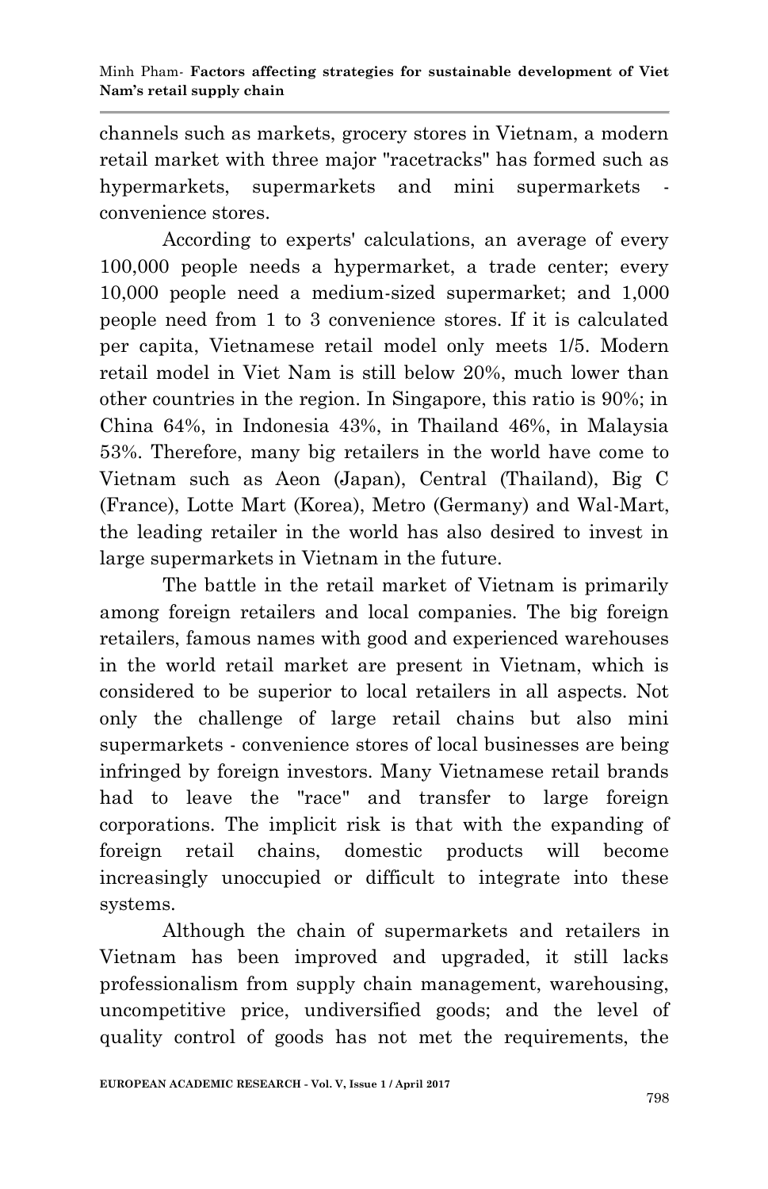channels such as markets, grocery stores in Vietnam, a modern retail market with three major "racetracks" has formed such as hypermarkets, supermarkets and mini supermarkets - convenience stores.

According to experts' calculations, an average of every 100,000 people needs a hypermarket, a trade center; every 10,000 people need a medium-sized supermarket; and 1,000 people need from 1 to 3 convenience stores. If it is calculated per capita, Vietnamese retail model only meets 1/5. Modern retail model in Viet Nam is still below 20%, much lower than other countries in the region. In Singapore, this ratio is 90%; in China 64%, in Indonesia 43%, in Thailand 46%, in Malaysia 53%. Therefore, many big retailers in the world have come to Vietnam such as Aeon (Japan), Central (Thailand), Big C (France), Lotte Mart (Korea), Metro (Germany) and Wal-Mart, the leading retailer in the world has also desired to invest in large supermarkets in Vietnam in the future.

The battle in the retail market of Vietnam is primarily among foreign retailers and local companies. The big foreign retailers, famous names with good and experienced warehouses in the world retail market are present in Vietnam, which is considered to be superior to local retailers in all aspects. Not only the challenge of large retail chains but also mini supermarkets - convenience stores of local businesses are being infringed by foreign investors. Many Vietnamese retail brands had to leave the "race" and transfer to large foreign corporations. The implicit risk is that with the expanding of foreign retail chains, domestic products will become increasingly unoccupied or difficult to integrate into these systems.

Although the chain of supermarkets and retailers in Vietnam has been improved and upgraded, it still lacks professionalism from supply chain management, warehousing, uncompetitive price, undiversified goods; and the level of quality control of goods has not met the requirements, the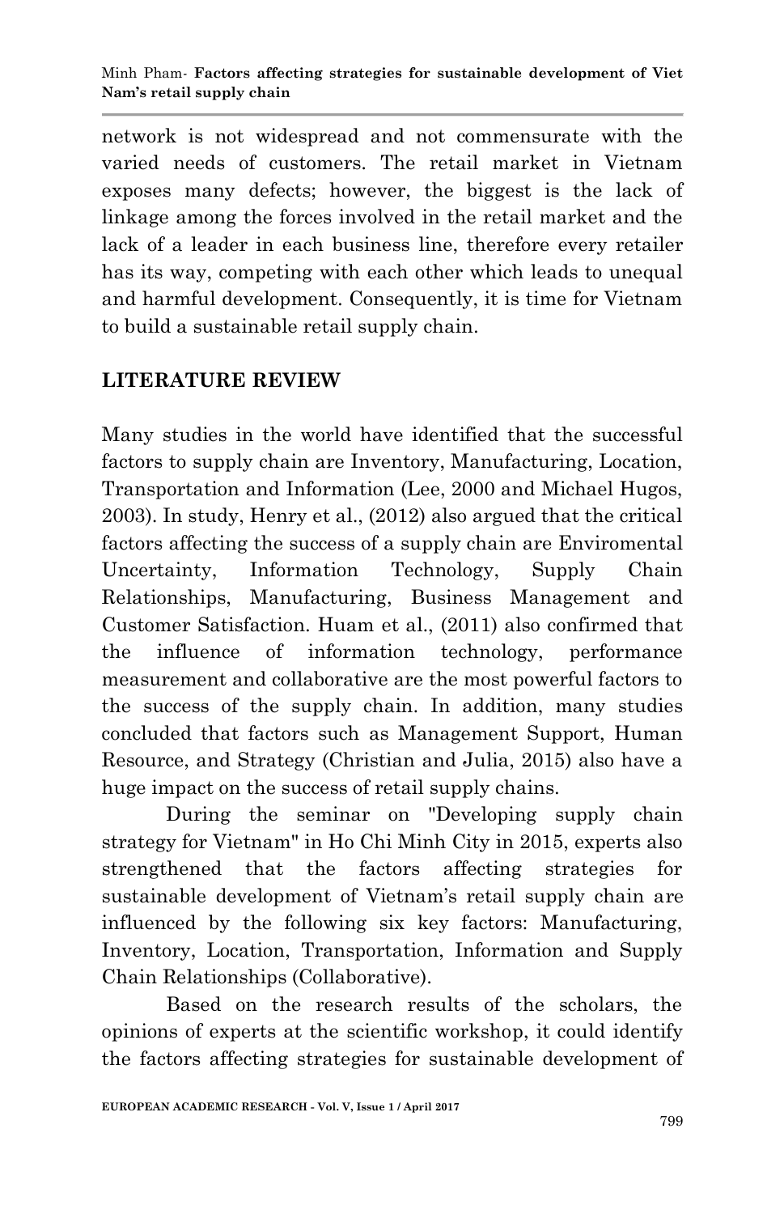network is not widespread and not commensurate with the varied needs of customers. The retail market in Vietnam exposes many defects; however, the biggest is the lack of linkage among the forces involved in the retail market and the lack of a leader in each business line, therefore every retailer has its way, competing with each other which leads to unequal and harmful development. Consequently, it is time for Vietnam to build a sustainable retail supply chain.

## LITERATURE REVIEW

Many studies in the world have identified that the successful factors to supply chain are Inventory, Manufacturing, Location, Transportation and Information (Lee, 2000 and Michael Hugos, 2003). In study, Henry et al., (2012) also argued that the critical factors affecting the success of a supply chain are Enviromental Uncertainty, Information Technology, Supply Chain Relationships, Manufacturing, Business Management and Customer Satisfaction. Huam et al., (2011) also confirmed that the influence of information technology, performance measurement and collaborative are the most powerful factors to the success of the supply chain. In addition, many studies concluded that factors such as Management Support, Human Resource, and Strategy (Christian and Julia, 2015) also have a huge impact on the success of retail supply chains.

During the seminar on "Developing supply chain strategy for Vietnam" in Ho Chi Minh City in 2015, experts also strengthened that the factors affecting strategies for sustainable development of Vietnam's retail supply chain are influenced by the following six key factors: Manufacturing, Inventory, Location, Transportation, Information and Supply Chain Relationships (Collaborative).

Based on the research results of the scholars, the opinions of experts at the scientific workshop, it could identify the factors affecting strategies for sustainable development of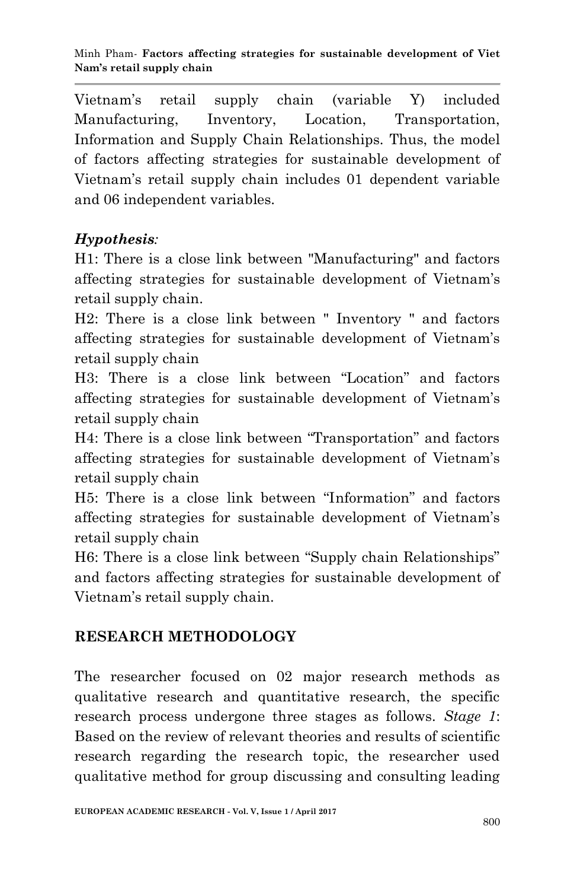Vietnam's retail supply chain (variable Y) included Manufacturing, Inventory, Location, Transportation, Information and Supply Chain Relationships. Thus, the model of factors affecting strategies for sustainable development of Vietnam's retail supply chain includes 01 dependent variable and 06 independent variables.

***Hypothesis**:*

H1: There is a close link between "Manufacturing" and factors affecting strategies for sustainable development of Vietnam's retail supply chain.

H2: There is a close link between " Inventory " and factors affecting strategies for sustainable development of Vietnam's retail supply chain

H3: There is a close link between "Location" and factors affecting strategies for sustainable development of Vietnam's retail supply chain

H4: There is a close link between "Transportation" and factors affecting strategies for sustainable development of Vietnam's retail supply chain

H5: There is a close link between "Information" and factors affecting strategies for sustainable development of Vietnam's retail supply chain

H6: There is a close link between "Supply chain Relationships" and factors affecting strategies for sustainable development of Vietnam's retail supply chain.

## RESEARCH METHODOLOGY

The researcher focused on 02 major research methods as qualitative research and quantitative research, the specific research process undergone three stages as follows. *Stage 1*: Based on the review of relevant theories and results of scientific research regarding the research topic, the researcher used qualitative method for group discussing and consulting leading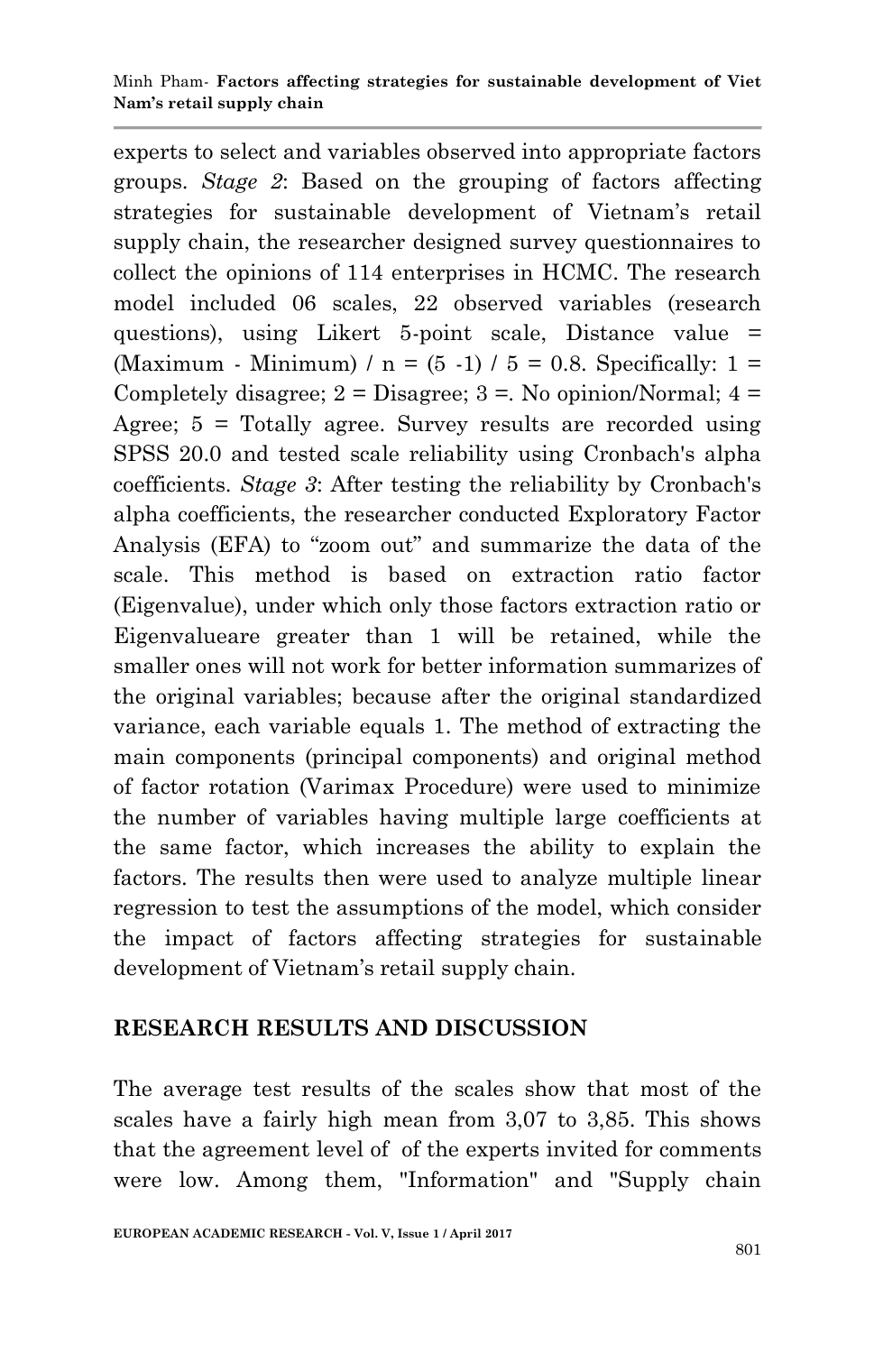experts to select and variables observed into appropriate factors groups. *Stage 2*: Based on the grouping of factors affecting strategies for sustainable development of Vietnam's retail supply chain, the researcher designed survey questionnaires to collect the opinions of 114 enterprises in HCMC. The research model included 06 scales, 22 observed variables (research questions), using Likert 5-point scale, Distance value = (Maximum - Minimum) / n = (5 -1) / 5 = 0.8. Specifically: 1 = Completely disagree; 2 = Disagree; 3 =. No opinion/Normal; 4 = Agree; 5 = Totally agree. Survey results are recorded using SPSS 20.0 and tested scale reliability using Cronbach's alpha coefficients. *Stage 3*: After testing the reliability by Cronbach's alpha coefficients, the researcher conducted Exploratory Factor Analysis (EFA) to "zoom out" and summarize the data of the scale. This method is based on extraction ratio factor (Eigenvalue), under which only those factors extraction ratio or Eigenvalueare greater than 1 will be retained, while the smaller ones will not work for better information summarizes of the original variables; because after the original standardized variance, each variable equals 1. The method of extracting the main components (principal components) and original method of factor rotation (Varimax Procedure) were used to minimize the number of variables having multiple large coefficients at the same factor, which increases the ability to explain the factors. The results then were used to analyze multiple linear regression to test the assumptions of the model, which consider the impact of factors affecting strategies for sustainable development of Vietnam's retail supply chain.

## RESEARCH RESULTS AND DISCUSSION

The average test results of the scales show that most of the scales have a fairly high mean from 3,07 to 3,85. This shows that the agreement level of of the experts invited for comments were low. Among them, "Information" and "Supply chain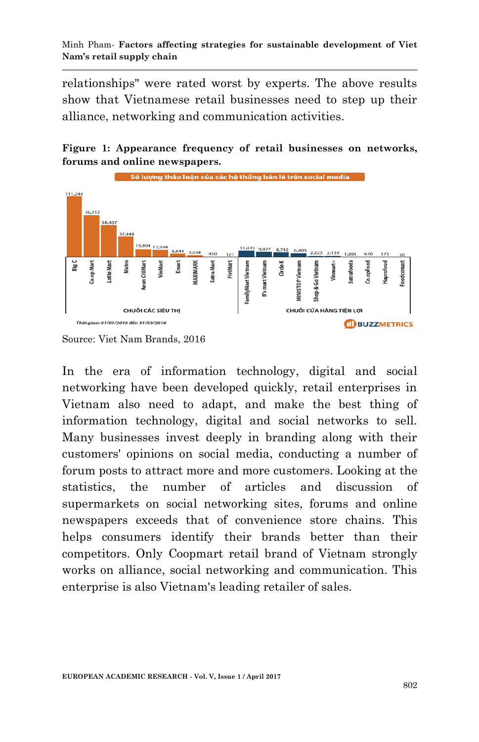relationships" were rated worst by experts. The above results show that Vietnamese retail businesses need to step up their alliance, networking and communication activities.

**Figure 1: Appearance frequency of retail businesses on networks, forums and online newspapers.**

Source: Viet Nam Brands, 2016

In the era of information technology, digital and social networking have been developed quickly, retail enterprises in Vietnam also need to adapt, and make the best thing of information technology, digital and social networks to sell. Many businesses invest deeply in branding along with their customers' opinions on social media, conducting a number of forum posts to attract more and more customers. Looking at the statistics, the number of articles and discussion of supermarkets on social networking sites, forums and online newspapers exceeds that of convenience store chains. This helps consumers identify their brands better than their competitors. Only Coopmart retail brand of Vietnam strongly works on alliance, social networking and communication. This enterprise is also Vietnam's leading retailer of sales.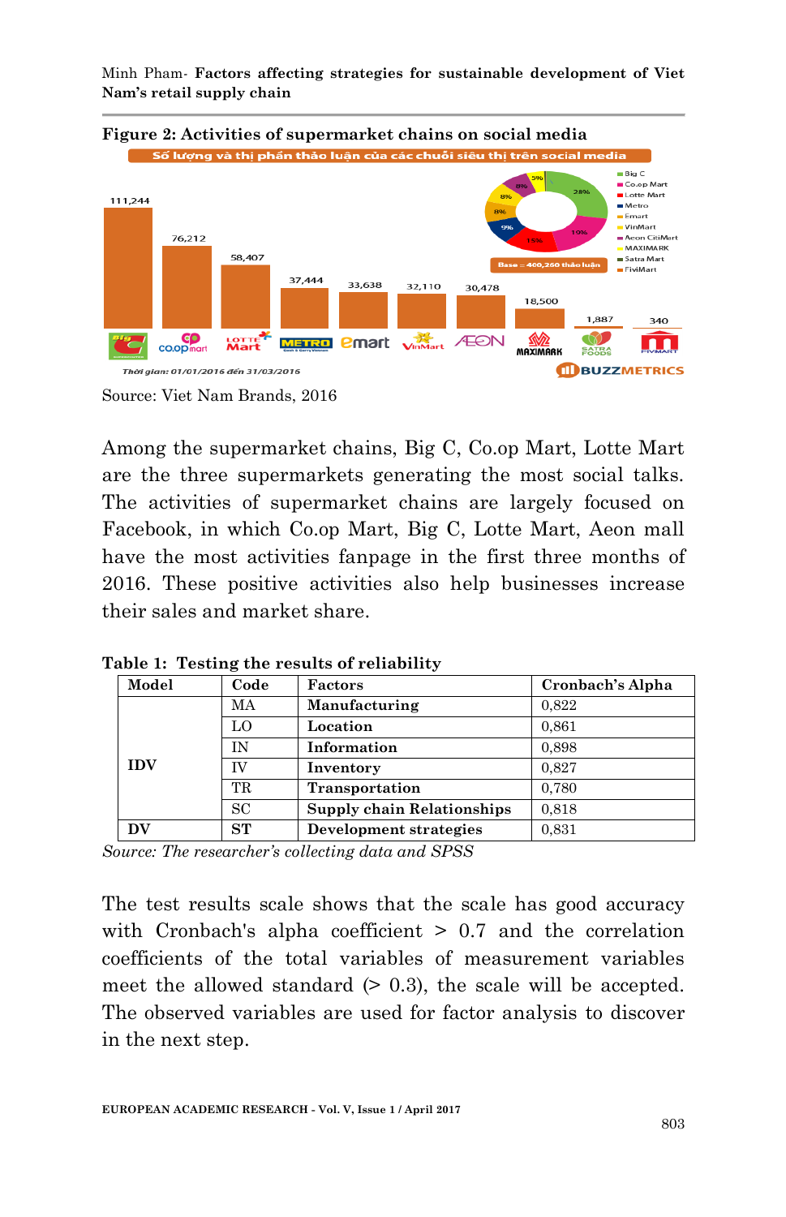**Figure 2: Activities of supermarket chains on social media**

Source: Viet Nam Brands, 2016

Among the supermarket chains, Big C, Co.op Mart, Lotte Mart are the three supermarkets generating the most social talks. The activities of supermarket chains are largely focused on Facebook, in which Co.op Mart, Big C, Lotte Mart, Aeon mall have the most activities fanpage in the first three months of 2016. These positive activities also help businesses increase their sales and market share.

**Table 1: Testing the results of reliability**

| Model | Code | Factors | Cronbach's Alpha |
|---|---|---|---|
| IDV | MA | **Manufacturing** | 0,822 |
| | LO | **Location** | 0,861 |
| | IN | **Information** | 0,898 |
| | IV | **Inventory** | 0,827 |
| | TR | **Transportation** | 0,780 |
| | SC | **Supply chain Relationships** | 0,818 |
| **DV** | **ST** | **Development strategies** | 0,831 |

*Source: The researcher's collecting data and SPSS*

The test results scale shows that the scale has good accuracy with Cronbach's alpha coefficient > 0.7 and the correlation coefficients of the total variables of measurement variables meet the allowed standard (> 0.3), the scale will be accepted. The observed variables are used for factor analysis to discover in the next step.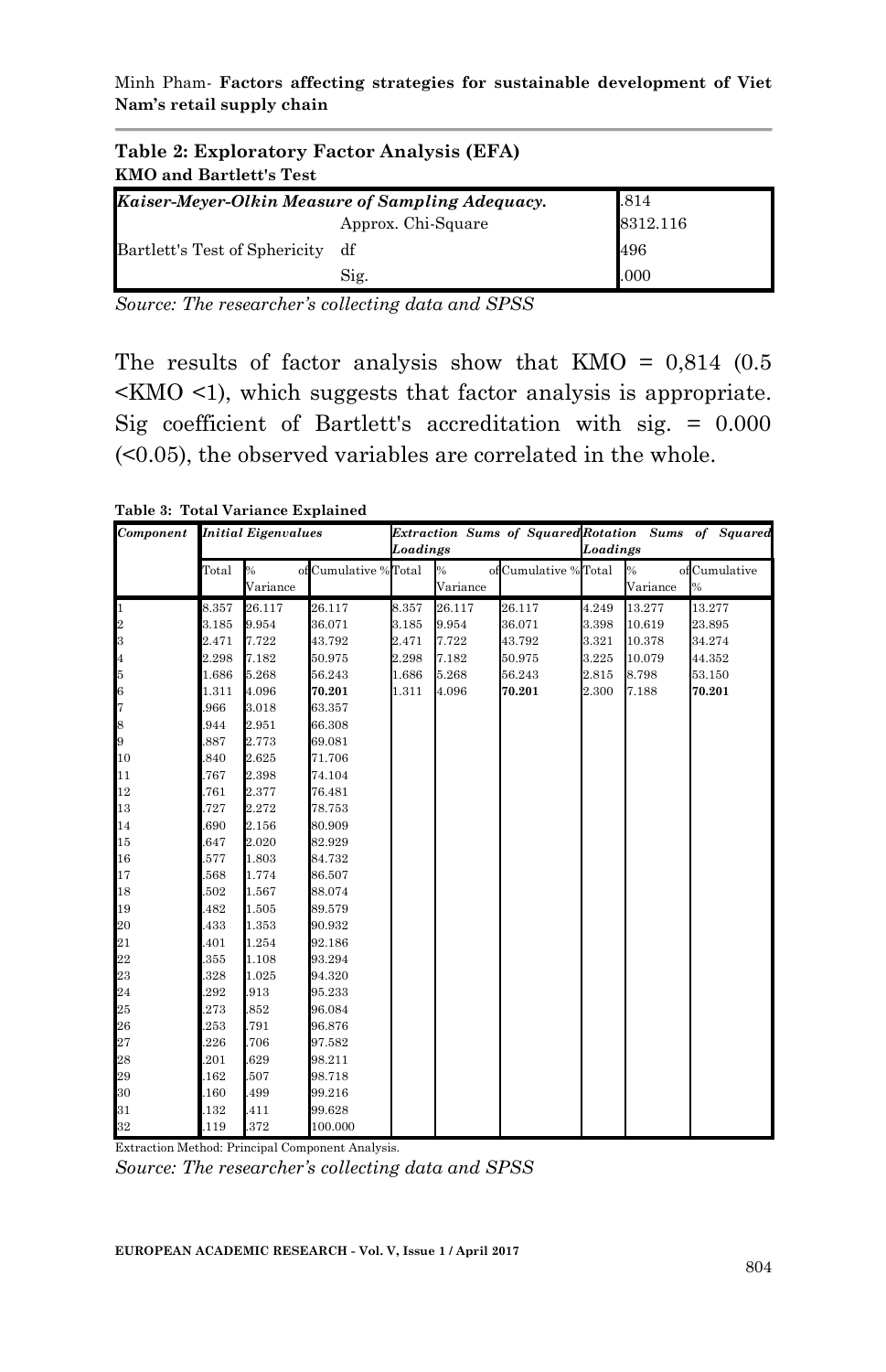**Table 2: Exploratory Factor Analysis (EFA)**

**KMO and Bartlett's Test**

| *Kaiser-Meyer-Olkin Measure of Sampling Adequacy.* | | .814 |
|---|---|---|
| Bartlett's Test of Sphericity | Approx. Chi-Square | 8312.116 |
| | df | 496 |
| | Sig. | .000 |

*Source: The researcher's collecting data and SPSS*

The results of factor analysis show that KMO = 0,814 (0.5 <KMO <1), which suggests that factor analysis is appropriate. Sig coefficient of Bartlett's accreditation with sig. = 0.000 (<0.05), the observed variables are correlated in the whole.

**Table 3: Total Variance Explained**

| *Component* | *Initial Eigenvalues* | | | *Extraction Sums of Squared Loadings* | | | *Rotation Sums of Squared Loadings* | | |
|---|---|---|---|---|---|---|---|---|---|
| | Total | % of Variance | Cumulative % | Total | % of Variance | Cumulative % | Total | % of Variance | Cumulative % |
| 1 | 8.357 | 26.117 | 26.117 | 8.357 | 26.117 | 26.117 | 4.249 | 13.277 | 13.277 |
| 2 | 3.185 | 9.954 | 36.071 | 3.185 | 9.954 | 36.071 | 3.398 | 10.619 | 23.895 |
| 3 | 2.471 | 7.722 | 43.792 | 2.471 | 7.722 | 43.792 | 3.321 | 10.378 | 34.274 |
| 4 | 2.298 | 7.182 | 50.975 | 2.298 | 7.182 | 50.975 | 3.225 | 10.079 | 44.352 |
| 5 | 1.686 | 5.268 | 56.243 | 1.686 | 5.268 | 56.243 | 2.815 | 8.798 | 53.150 |
| 6 | 1.311 | 4.096 | **70.201** | 1.311 | 4.096 | **70.201** | 2.300 | 7.188 | **70.201** |
| 7 | .966 | 3.018 | 63.357 | | | | | | |
| 8 | .944 | 2.951 | 66.308 | | | | | | |
| 9 | .887 | 2.773 | 69.081 | | | | | | |
| 10 | .840 | 2.625 | 71.706 | | | | | | |
| 11 | .767 | 2.398 | 74.104 | | | | | | |
| 12 | .761 | 2.377 | 76.481 | | | | | | |
| 13 | .727 | 2.272 | 78.753 | | | | | | |
| 14 | .690 | 2.156 | 80.909 | | | | | | |
| 15 | .647 | 2.020 | 82.929 | | | | | | |
| 16 | .577 | 1.803 | 84.732 | | | | | | |
| 17 | .568 | 1.774 | 86.507 | | | | | | |
| 18 | .502 | 1.567 | 88.074 | | | | | | |
| 19 | .482 | 1.505 | 89.579 | | | | | | |
| 20 | .433 | 1.353 | 90.932 | | | | | | |
| 21 | .401 | 1.254 | 92.186 | | | | | | |
| 22 | .355 | 1.108 | 93.294 | | | | | | |
| 23 | .328 | 1.025 | 94.320 | | | | | | |
| 24 | .292 | .913 | 95.233 | | | | | | |
| 25 | .273 | .852 | 96.084 | | | | | | |
| 26 | .253 | .791 | 96.876 | | | | | | |
| 27 | .226 | .706 | 97.582 | | | | | | |
| 28 | .201 | .629 | 98.211 | | | | | | |
| 29 | .162 | .507 | 98.718 | | | | | | |
| 30 | .160 | .499 | 99.216 | | | | | | |
| 31 | .132 | .411 | 99.628 | | | | | | |
| 32 | .119 | .372 | 100.000 | | | | | | |

Extraction Method: Principal Component Analysis.

*Source: The researcher's collecting data and SPSS*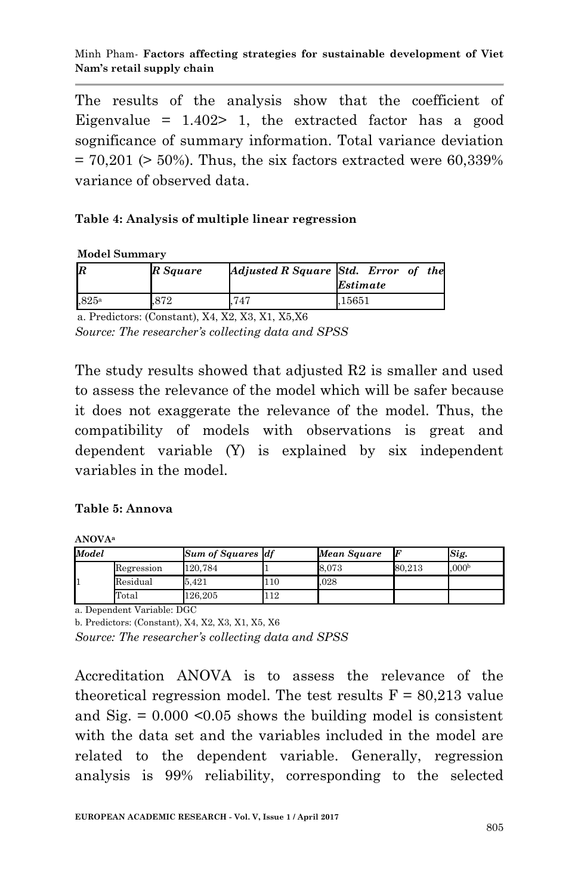The results of the analysis show that the coefficient of Eigenvalue = 1.402> 1, the extracted factor has a good sognificance of summary information. Total variance deviation = 70,201 (> 50%). Thus, the six factors extracted were 60,339% variance of observed data.

**Table 4: Analysis of multiple linear regression**

**Model Summary**

| *R* | *R Square* | *Adjusted R Square* | *Std. Error of the Estimate* |
|---|---|---|---|
| ,825[a] | ,872 | ,747 | ,15651 |

a. Predictors: (Constant), X4, X2, X3, X1, X5,X6

*Source: The researcher's collecting data and SPSS*

The study results showed that adjusted R2 is smaller and used to assess the relevance of the model which will be safer because it does not exaggerate the relevance of the model. Thus, the compatibility of models with observations is great and dependent variable (Y) is explained by six independent variables in the model.

**Table 5: Annova**

**ANOVA[a]**

| *Model* | | *Sum of Squares* | *df* | *Mean Square* | *F* | *Sig.* |
|---|---|---|---|---|---|---|
| 1 | Regression | 120,784 | 1 | 8,073 | 80,213 | ,000[b] |
| | Residual | 5,421 | 110 | ,028 | | |
| | Total | 126,205 | 112 | | | |

a. Dependent Variable: DGC

b. Predictors: (Constant), X4, X2, X3, X1, X5, X6

*Source: The researcher's collecting data and SPSS*

Accreditation ANOVA is to assess the relevance of the theoretical regression model. The test results F = 80,213 value and Sig. = 0.000 <0.05 shows the building model is consistent with the data set and the variables included in the model are related to the dependent variable. Generally, regression analysis is 99% reliability, corresponding to the selected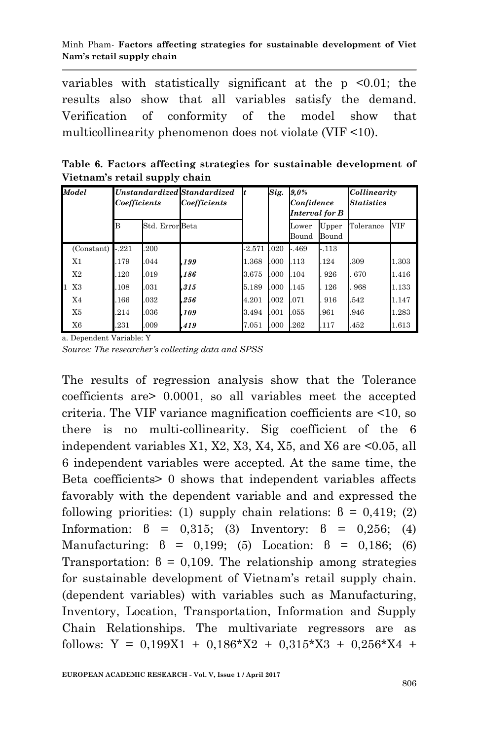variables with statistically significant at the p <0.01; the results also show that all variables satisfy the demand. Verification of conformity of the model show that multicollinearity phenomenon does not violate (VIF <10).

**Table 6. Factors affecting strategies for sustainable development of Vietnam's retail supply chain**

| *Model* | | *Unstandardized Coefficients* | | *Standardized Coefficients* | *t* | *Sig.* | *9,0% Confidence Interval for B* | | *Collinearity Statistics* | |
|---|---|---|---|---|---|---|---|---|---|---|
| | | B | Std. Error | Beta | | | Lower Bound | Upper Bound | Tolerance | VIF |
| 1 | (Constant) | -.221 | .200 | | -2.571 | .020 | -.469 | -.113 | | |
| | X1 | .179 | .044 | ***.199*** | 1.368 | .000 | .113 | .124 | .309 | 1.303 |
| | X2 | .120 | .019 | ***.186*** | 3.675 | .000 | .104 | . 926 | . 670 | 1.416 |
| | X3 | .108 | .031 | ***.315*** | 5.189 | .000 | .145 | . 126 | . 968 | 1.133 |
| | X4 | .166 | .032 | ***.256*** | 4.201 | .002 | .071 | . 916 | .542 | 1.147 |
| | X5 | .214 | .036 | ***.109*** | 3.494 | .001 | .055 | .961 | .946 | 1.283 |
| | X6 | .231 | .009 | ***.419*** | 7.051 | .000 | .262 | .117 | .452 | 1.613 |

a. Dependent Variable: Y

*Source: The researcher's collecting data and SPSS*

The results of regression analysis show that the Tolerance coefficients are> 0.0001, so all variables meet the accepted criteria. The VIF variance magnification coefficients are <10, so there is no multi-collinearity. Sig coefficient of the 6 independent variables X1, X2, X3, X4, X5, and X6 are <0.05, all 6 independent variables were accepted. At the same time, the Beta coefficients> 0 shows that independent variables affects favorably with the dependent variable and and expressed the following priorities: (1) supply chain relations: $\beta = 0,419$; (2) Information: $\beta = 0,315$; (3) Inventory: $\beta = 0,256$; (4) Manufacturing: $\beta = 0,199$; (5) Location: $\beta = 0,186$; (6) Transportation: $\beta = 0,109$. The relationship among strategies for sustainable development of Vietnam's retail supply chain. (dependent variables) with variables such as Manufacturing, Inventory, Location, Transportation, Information and Supply Chain Relationships. The multivariate regressors are as follows: $Y = 0,199X1 + 0,186*X2 + 0,315*X3 + 0,256*X4 +$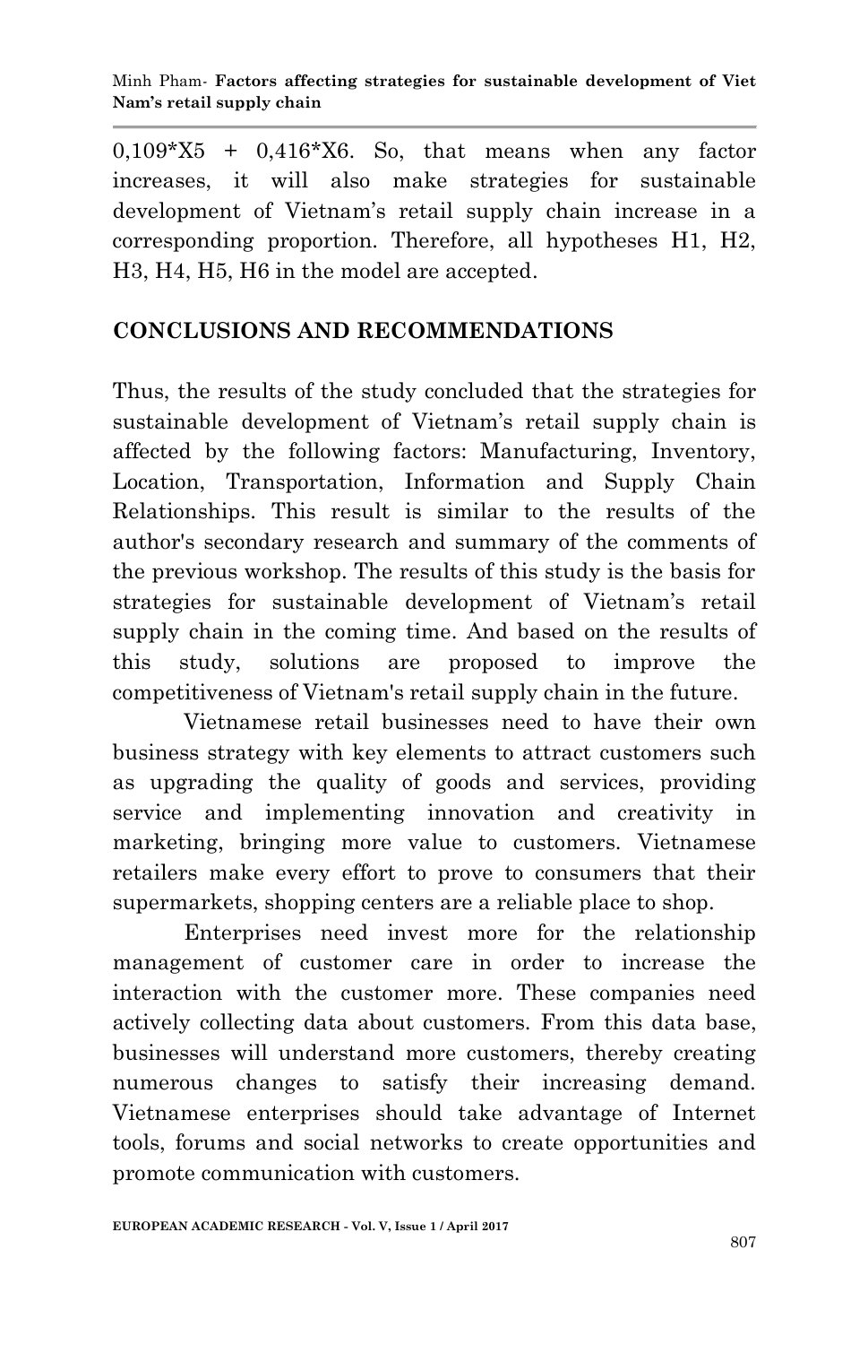$0,109*X5 + 0,416*X6$. So, that means when any factor increases, it will also make strategies for sustainable development of Vietnam's retail supply chain increase in a corresponding proportion. Therefore, all hypotheses H1, H2, H3, H4, H5, H6 in the model are accepted.

## CONCLUSIONS AND RECOMMENDATIONS

Thus, the results of the study concluded that the strategies for sustainable development of Vietnam's retail supply chain is affected by the following factors: Manufacturing, Inventory, Location, Transportation, Information and Supply Chain Relationships. This result is similar to the results of the author's secondary research and summary of the comments of the previous workshop. The results of this study is the basis for strategies for sustainable development of Vietnam's retail supply chain in the coming time. And based on the results of this study, solutions are proposed to improve the competitiveness of Vietnam's retail supply chain in the future.

Vietnamese retail businesses need to have their own business strategy with key elements to attract customers such as upgrading the quality of goods and services, providing service and implementing innovation and creativity in marketing, bringing more value to customers. Vietnamese retailers make every effort to prove to consumers that their supermarkets, shopping centers are a reliable place to shop.

Enterprises need invest more for the relationship management of customer care in order to increase the interaction with the customer more. These companies need actively collecting data about customers. From this data base, businesses will understand more customers, thereby creating numerous changes to satisfy their increasing demand. Vietnamese enterprises should take advantage of Internet tools, forums and social networks to create opportunities and promote communication with customers.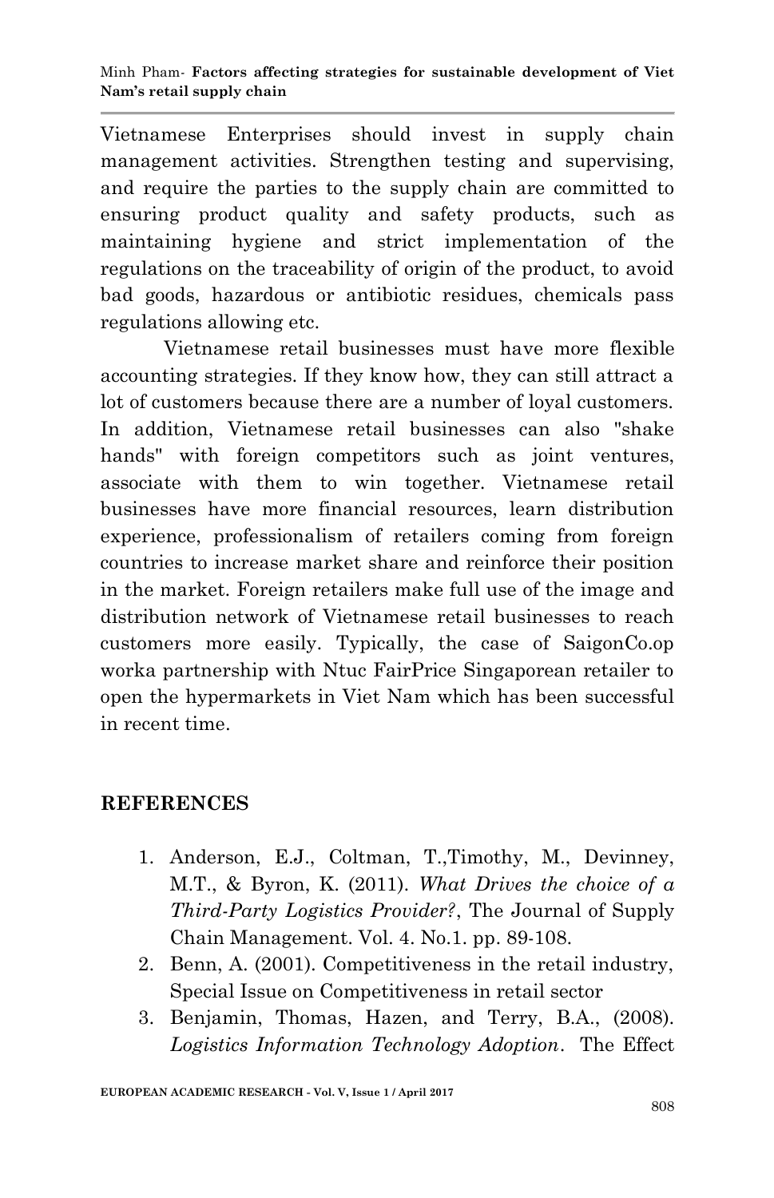Vietnamese Enterprises should invest in supply chain management activities. Strengthen testing and supervising, and require the parties to the supply chain are committed to ensuring product quality and safety products, such as maintaining hygiene and strict implementation of the regulations on the traceability of origin of the product, to avoid bad goods, hazardous or antibiotic residues, chemicals pass regulations allowing etc.

Vietnamese retail businesses must have more flexible accounting strategies. If they know how, they can still attract a lot of customers because there are a number of loyal customers. In addition, Vietnamese retail businesses can also "shake hands" with foreign competitors such as joint ventures, associate with them to win together. Vietnamese retail businesses have more financial resources, learn distribution experience, professionalism of retailers coming from foreign countries to increase market share and reinforce their position in the market. Foreign retailers make full use of the image and distribution network of Vietnamese retail businesses to reach customers more easily. Typically, the case of SaigonCo.op worka partnership with Ntuc FairPrice Singaporean retailer to open the hypermarkets in Viet Nam which has been successful in recent time.

## REFERENCES

1. Anderson, E.J., Coltman, T.,Timothy, M., Devinney, M.T., & Byron, K. (2011). *What Drives the choice of a Third-Party Logistics Provider?*, The Journal of Supply Chain Management. Vol. 4. No.1. pp. 89-108.
2. Benn, A. (2001). Competitiveness in the retail industry, Special Issue on Competitiveness in retail sector
3. Benjamin, Thomas, Hazen, and Terry, B.A., (2008). *Logistics Information Technology Adoption*. The Effect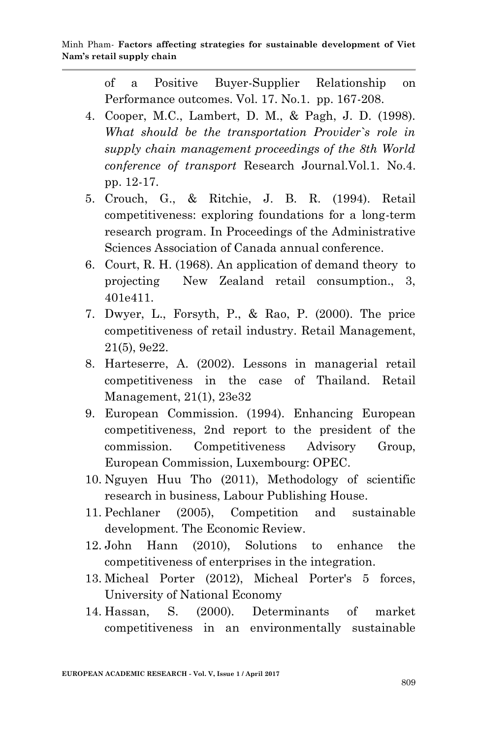of a Positive Buyer-Supplier Relationship on Performance outcomes. Vol. 17. No.1. pp. 167-208.

4. Cooper, M.C., Lambert, D. M., & Pagh, J. D. (1998). *What should be the transportation Provider`s role in supply chain management proceedings of the 8th World conference of transport* Research Journal.Vol.1. No.4. pp. 12-17.
5. Crouch, G., & Ritchie, J. B. R. (1994). Retail competitiveness: exploring foundations for a long-term research program. In Proceedings of the Administrative Sciences Association of Canada annual conference.
6. Court, R. H. (1968). An application of demand theory to projecting New Zealand retail consumption., 3, 401e411.
7. Dwyer, L., Forsyth, P., & Rao, P. (2000). The price competitiveness of retail industry. Retail Management, 21(5), 9e22.
8. Harteserre, A. (2002). Lessons in managerial retail competitiveness in the case of Thailand. Retail Management, 21(1), 23e32
9. European Commission. (1994). Enhancing European competitiveness, 2nd report to the president of the commission. Competitiveness Advisory Group, European Commission, Luxembourg: OPEC.
10. Nguyen Huu Tho (2011), Methodology of scientific research in business, Labour Publishing House.
11. Pechlaner (2005), Competition and sustainable development. The Economic Review.
12. John Hann (2010), Solutions to enhance the competitiveness of enterprises in the integration.
13. Micheal Porter (2012), Micheal Porter's 5 forces, University of National Economy
14. Hassan, S. (2000). Determinants of market competitiveness in an environmentally sustainable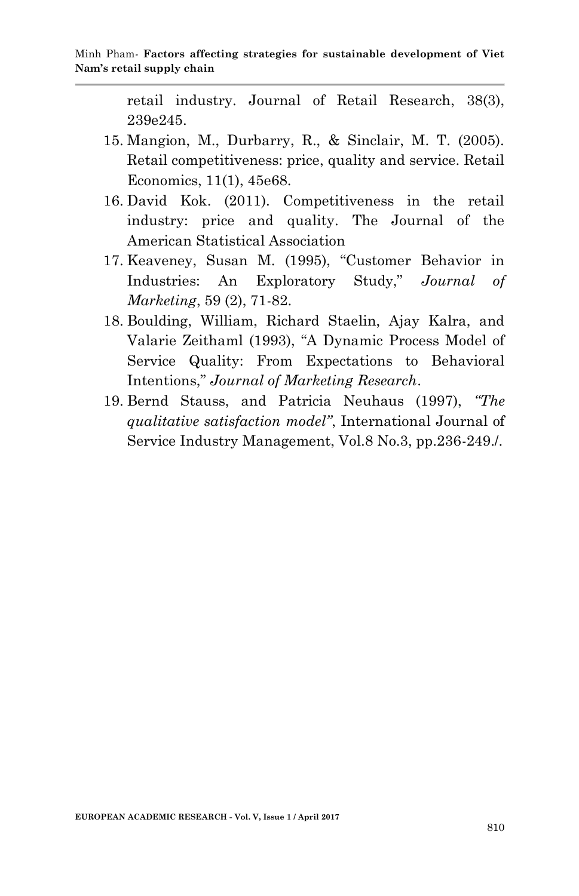retail industry. Journal of Retail Research, 38(3), 239e245.

15. Mangion, M., Durbarry, R., & Sinclair, M. T. (2005). Retail competitiveness: price, quality and service. Retail Economics, 11(1), 45e68.
16. David Kok. (2011). Competitiveness in the retail industry: price and quality. The Journal of the American Statistical Association
17. Keaveney, Susan M. (1995), "Customer Behavior in Industries: An Exploratory Study," *Journal of Marketing*, 59 (2), 71-82.
18. Boulding, William, Richard Staelin, Ajay Kalra, and Valarie Zeithaml (1993), "A Dynamic Process Model of Service Quality: From Expectations to Behavioral Intentions," *Journal of Marketing Research*.
19. Bernd Stauss, and Patricia Neuhaus (1997), *"The qualitative satisfaction model"*, International Journal of Service Industry Management, Vol.8 No.3, pp.236-249./.